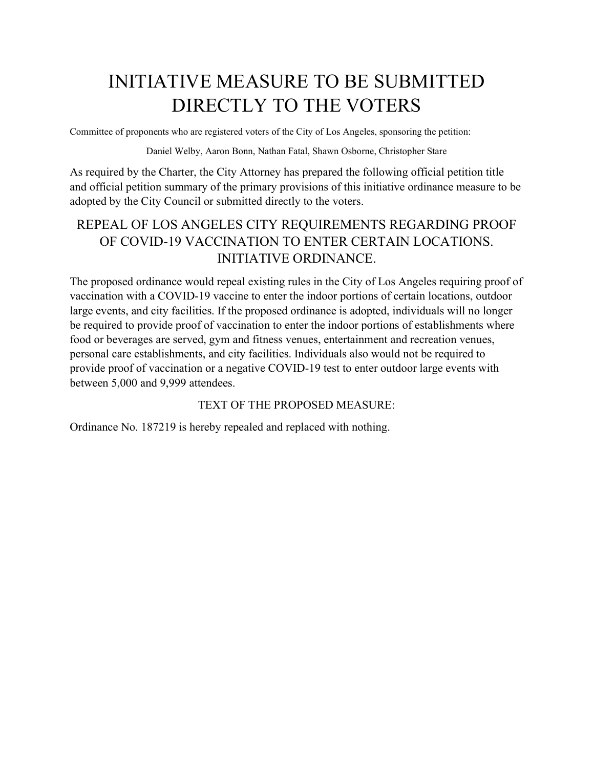# INITIATIVE MEASURE TO BE SUBMITTED DIRECTLY TO THE VOTERS

Committee of proponents who are registered voters of the City of Los Angeles, sponsoring the petition:

Daniel Welby, Aaron Bonn, Nathan Fatal, Shawn Osborne, Christopher Stare

As required by the Charter, the City Attorney has prepared the following official petition title and official petition summary of the primary provisions of this initiative ordinance measure to be adopted by the City Council or submitted directly to the voters.

## REPEAL OF LOS ANGELES CITY REQUIREMENTS REGARDING PROOF OF COVID-19 VACCINATION TO ENTER CERTAIN LOCATIONS. INITIATIVE ORDINANCE.

The proposed ordinance would repeal existing rules in the City of Los Angeles requiring proof of vaccination with a COVID-19 vaccine to enter the indoor portions of certain locations, outdoor large events, and city facilities. If the proposed ordinance is adopted, individuals will no longer be required to provide proof of vaccination to enter the indoor portions of establishments where food or beverages are served, gym and fitness venues, entertainment and recreation venues, personal care establishments, and city facilities. Individuals also would not be required to provide proof of vaccination or a negative COVID-19 test to enter outdoor large events with between 5,000 and 9,999 attendees.

### TEXT OF THE PROPOSED MEASURE:

Ordinance No. 187219 is hereby repealed and replaced with nothing.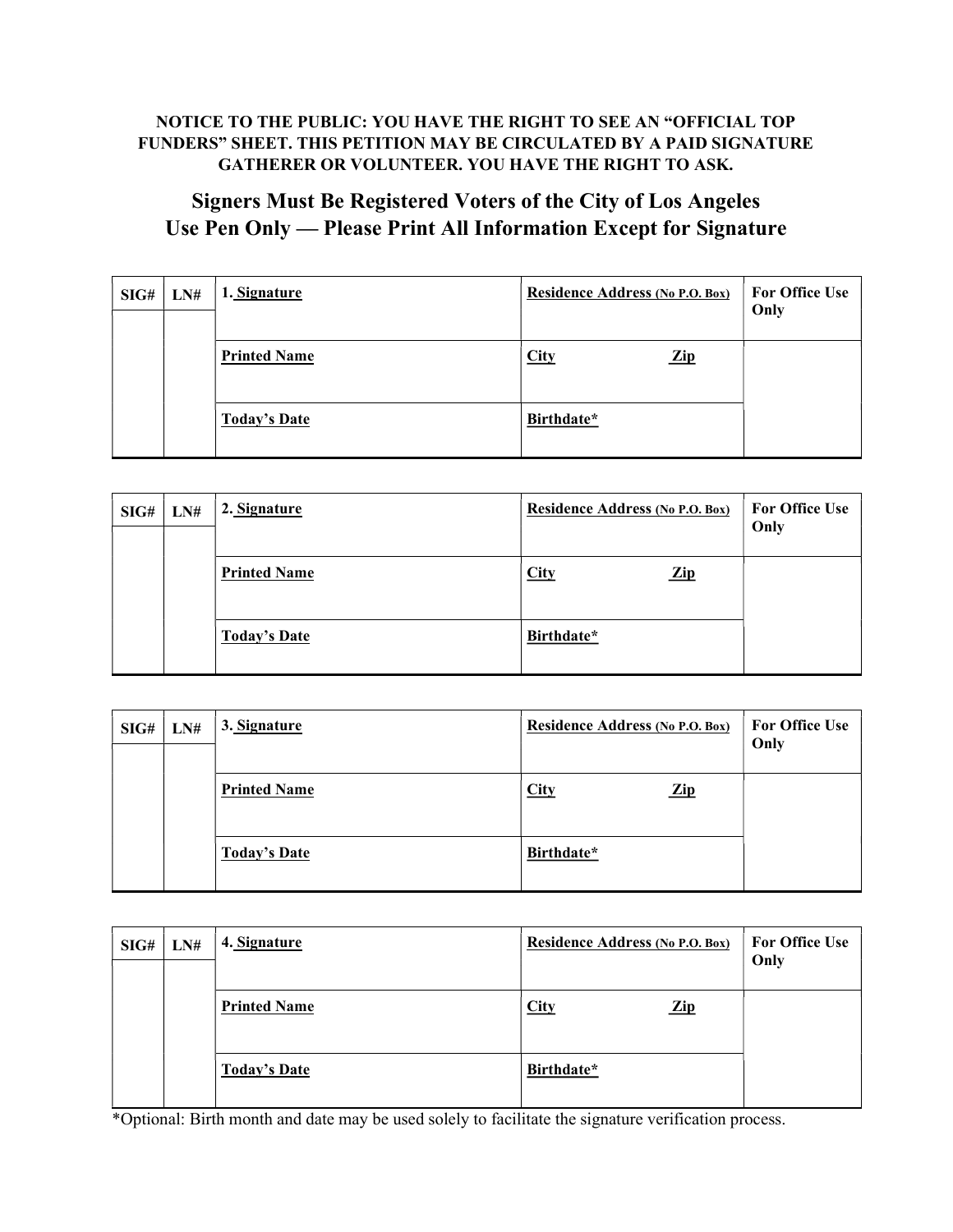**NOTICE TO THE PUBLIC: YOU HAVE THE RIGHT TO SEE AN "OFFICIAL TOP FUNDERS" SHEET. THIS PETITION MAY BE CIRCULATED BY A PAID SIGNATURE GATHERER OR VOLUNTEER. YOU HAVE THE RIGHT TO ASK.**

## Signers Must Be Registered Voters of the City of Los Angeles
## Use Pen Only — Please Print All Information Except for Signature

| SIG# | LN# | 1. Signature | Residence Address (No P.O. Box) | For Office Use Only |
|---|---|---|---|---|
| | | Printed Name | City Zip | |
| | | Today's Date | Birthdate* | |

| SIG# | LN# | 2. Signature | Residence Address (No P.O. Box) | For Office Use Only |
|---|---|---|---|---|
| | | Printed Name | City Zip | |
| | | Today's Date | Birthdate* | |

| SIG# | LN# | 3. Signature | Residence Address (No P.O. Box) | For Office Use Only |
|---|---|---|---|---|
| | | Printed Name | City Zip | |
| | | Today's Date | Birthdate* | |

| SIG# | LN# | 4. Signature | Residence Address (No P.O. Box) | For Office Use Only |
|---|---|---|---|---|
| | | Printed Name | City Zip | |
| | | Today's Date | Birthdate* | |

*Optional: Birth month and date may be used solely to facilitate the signature verification process.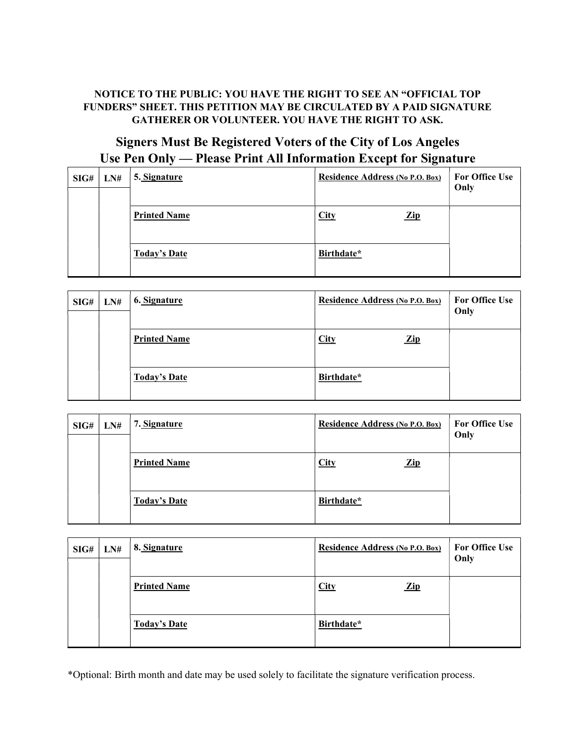**NOTICE TO THE PUBLIC: YOU HAVE THE RIGHT TO SEE AN "OFFICIAL TOP FUNDERS" SHEET. THIS PETITION MAY BE CIRCULATED BY A PAID SIGNATURE GATHERER OR VOLUNTEER. YOU HAVE THE RIGHT TO ASK.**

## Signers Must Be Registered Voters of the City of Los Angeles
## Use Pen Only — Please Print All Information Except for Signature

| SIG# | LN# | 5. Signature | Residence Address (No P.O. Box) | For Office Use Only |
|---|---|---|---|---|
| | | Printed Name | City Zip | |
| | | Today's Date | Birthdate* | |

| SIG# | LN# | 6. Signature | Residence Address (No P.O. Box) | For Office Use Only |
|---|---|---|---|---|
| | | Printed Name | City Zip | |
| | | Today's Date | Birthdate* | |

| SIG# | LN# | 7. Signature | Residence Address (No P.O. Box) | For Office Use Only |
|---|---|---|---|---|
| | | Printed Name | City Zip | |
| | | Today's Date | Birthdate* | |

| SIG# | LN# | 8. Signature | Residence Address (No P.O. Box) | For Office Use Only |
|---|---|---|---|---|
| | | Printed Name | City Zip | |
| | | Today's Date | Birthdate* | |

*Optional: Birth month and date may be used solely to facilitate the signature verification process.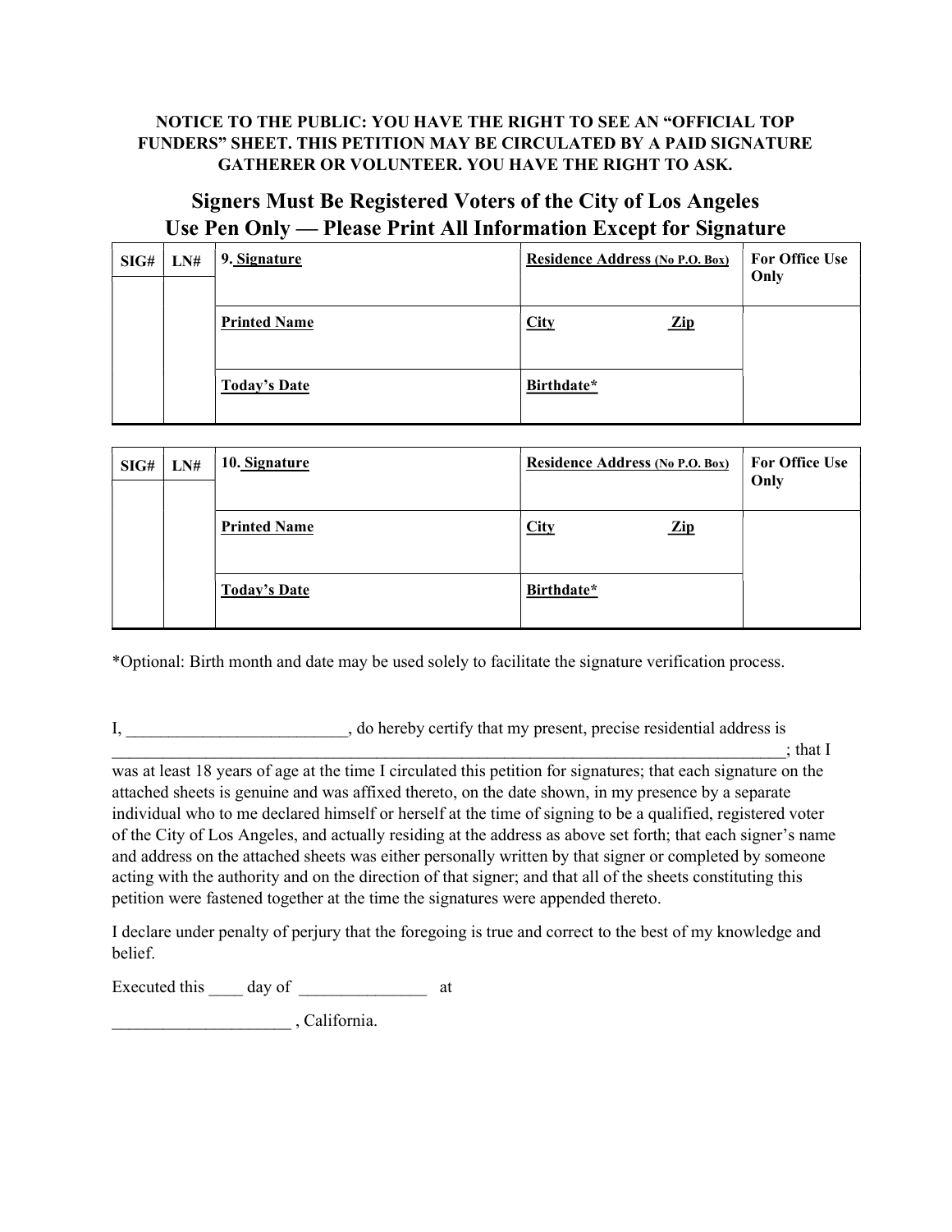**NOTICE TO THE PUBLIC: YOU HAVE THE RIGHT TO SEE AN "OFFICIAL TOP FUNDERS" SHEET. THIS PETITION MAY BE CIRCULATED BY A PAID SIGNATURE GATHERER OR VOLUNTEER. YOU HAVE THE RIGHT TO ASK.**

## Signers Must Be Registered Voters of the City of Los Angeles
## Use Pen Only — Please Print All Information Except for Signature

| SIG# | LN# | 9. Signature | Residence Address (No P.O. Box) | For Office Use Only |
|---|---|---|---|---|
| | | Printed Name | City Zip | |
| | | Today's Date | Birthdate* | |

| SIG# | LN# | 10. Signature | Residence Address (No P.O. Box) | For Office Use Only |
|---|---|---|---|---|
| | | Printed Name | City Zip | |
| | | Today's Date | Birthdate* | |

*Optional: Birth month and date may be used solely to facilitate the signature verification process.

I, __________________________, do hereby certify that my present, precise residential address is ____________________________________________________________________________________; that I was at least 18 years of age at the time I circulated this petition for signatures; that each signature on the attached sheets is genuine and was affixed thereto, on the date shown, in my presence by a separate individual who to me declared himself or herself at the time of signing to be a qualified, registered voter of the City of Los Angeles, and actually residing at the address as above set forth; that each signer's name and address on the attached sheets was either personally written by that signer or completed by someone acting with the authority and on the direction of that signer; and that all of the sheets constituting this petition were fastened together at the time the signatures were appended thereto.

I declare under penalty of perjury that the foregoing is true and correct to the best of my knowledge and belief.

Executed this ____ day of _______________ at

_____________________ , California.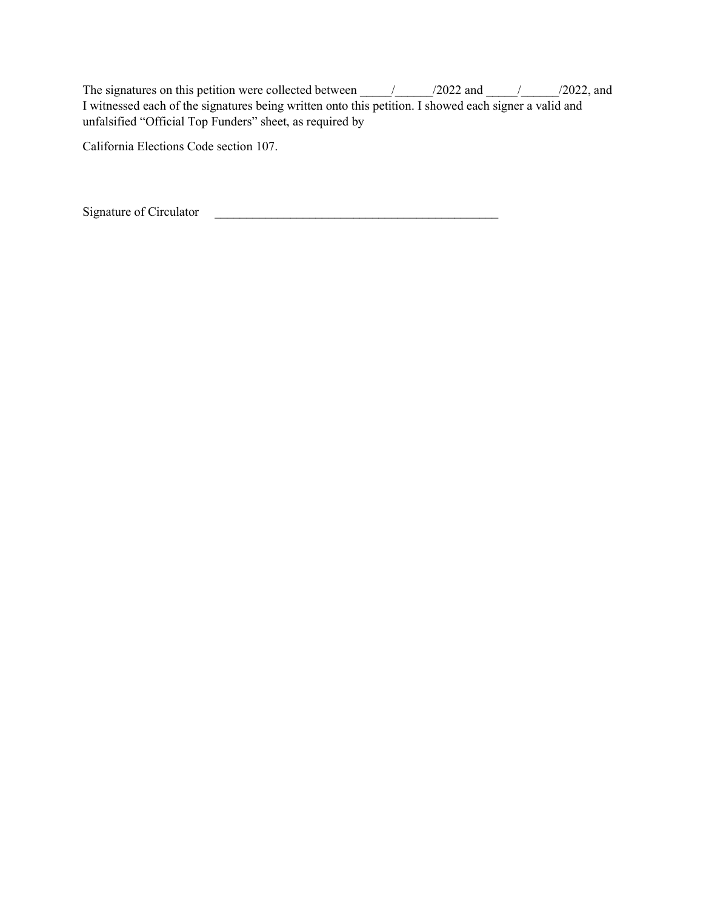The signatures on this petition were collected between _____/______/2022 and _____/______/2022, and I witnessed each of the signatures being written onto this petition. I showed each signer a valid and unfalsified “Official Top Funders” sheet, as required by

California Elections Code section 107.

Signature of Circulator _______________________________________________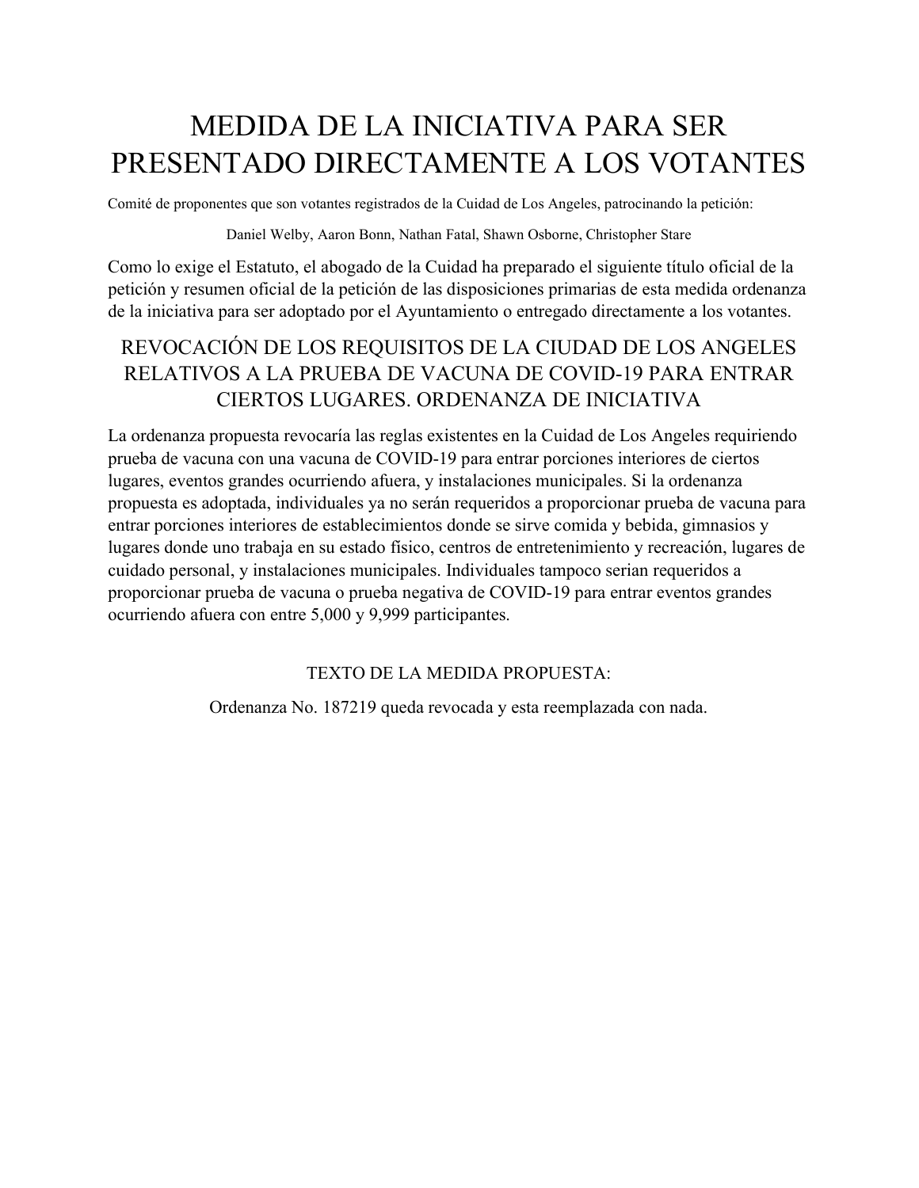# MEDIDA DE LA INICIATIVA PARA SER PRESENTADO DIRECTAMENTE A LOS VOTANTES

Comité de proponentes que son votantes registrados de la Cuidad de Los Angeles, patrocinando la petición:

Daniel Welby, Aaron Bonn, Nathan Fatal, Shawn Osborne, Christopher Stare

Como lo exige el Estatuto, el abogado de la Cuidad ha preparado el siguiente título oficial de la petición y resumen oficial de la petición de las disposiciones primarias de esta medida ordenanza de la iniciativa para ser adoptado por el Ayuntamiento o entregado directamente a los votantes.

## REVOCACIÓN DE LOS REQUISITOS DE LA CIUDAD DE LOS ANGELES RELATIVOS A LA PRUEBA DE VACUNA DE COVID-19 PARA ENTRAR CIERTOS LUGARES. ORDENANZA DE INICIATIVA

La ordenanza propuesta revocaría las reglas existentes en la Cuidad de Los Angeles requiriendo prueba de vacuna con una vacuna de COVID-19 para entrar porciones interiores de ciertos lugares, eventos grandes ocurriendo afuera, y instalaciones municipales. Si la ordenanza propuesta es adoptada, individuales ya no serán requeridos a proporcionar prueba de vacuna para entrar porciones interiores de establecimientos donde se sirve comida y bebida, gimnasios y lugares donde uno trabaja en su estado físico, centros de entretenimiento y recreación, lugares de cuidado personal, y instalaciones municipales. Individuales tampoco serian requeridos a proporcionar prueba de vacuna o prueba negativa de COVID-19 para entrar eventos grandes ocurriendo afuera con entre 5,000 y 9,999 participantes.

TEXTO DE LA MEDIDA PROPUESTA:

Ordenanza No. 187219 queda revocada y esta reemplazada con nada.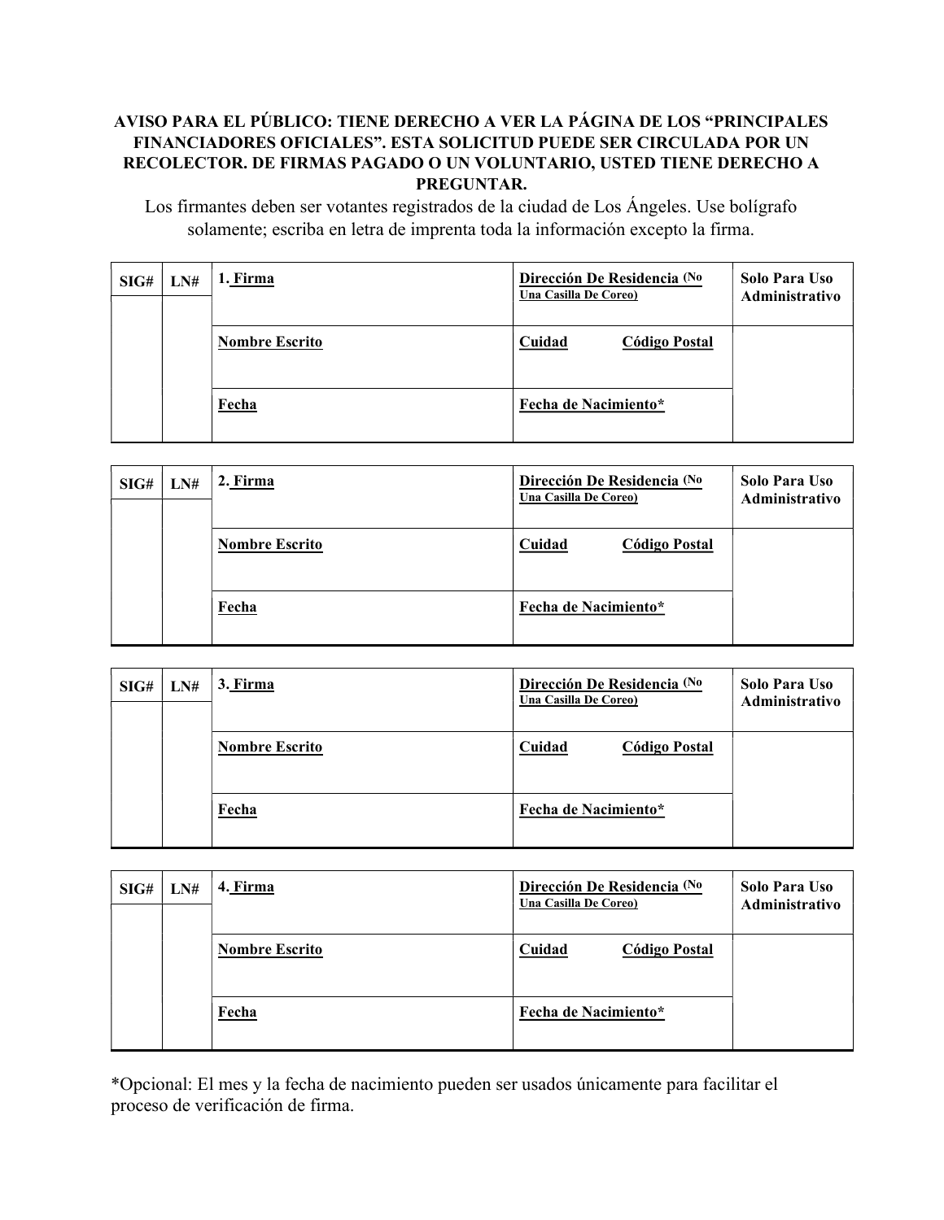**AVISO PARA EL PÚBLICO: TIENE DERECHO A VER LA PÁGINA DE LOS "PRINCIPALES FINANCIADORES OFICIALES". ESTA SOLICITUD PUEDE SER CIRCULADA POR UN RECOLECTOR. DE FIRMAS PAGADO O UN VOLUNTARIO, USTED TIENE DERECHO A PREGUNTAR.**

Los firmantes deben ser votantes registrados de la ciudad de Los Ángeles. Use bolígrafo solamente; escriba en letra de imprenta toda la información excepto la firma.

| SIG# | LN# | 1. Firma | Dirección De Residencia (No Una Casilla De Coreo) | Solo Para Uso Administrativo |
|---|---|---|---|---|
| | | Nombre Escrito | Cuidad Código Postal | |
| | | Fecha | Fecha de Nacimiento* | |

| SIG# | LN# | 2. Firma | Dirección De Residencia (No Una Casilla De Coreo) | Solo Para Uso Administrativo |
|---|---|---|---|---|
| | | Nombre Escrito | Cuidad Código Postal | |
| | | Fecha | Fecha de Nacimiento* | |

| SIG# | LN# | 3. Firma | Dirección De Residencia (No Una Casilla De Coreo) | Solo Para Uso Administrativo |
|---|---|---|---|---|
| | | Nombre Escrito | Cuidad Código Postal | |
| | | Fecha | Fecha de Nacimiento* | |

| SIG# | LN# | 4. Firma | Dirección De Residencia (No Una Casilla De Coreo) | Solo Para Uso Administrativo |
|---|---|---|---|---|
| | | Nombre Escrito | Cuidad Código Postal | |
| | | Fecha | Fecha de Nacimiento* | |

*Opcional: El mes y la fecha de nacimiento pueden ser usados únicamente para facilitar el proceso de verificación de firma.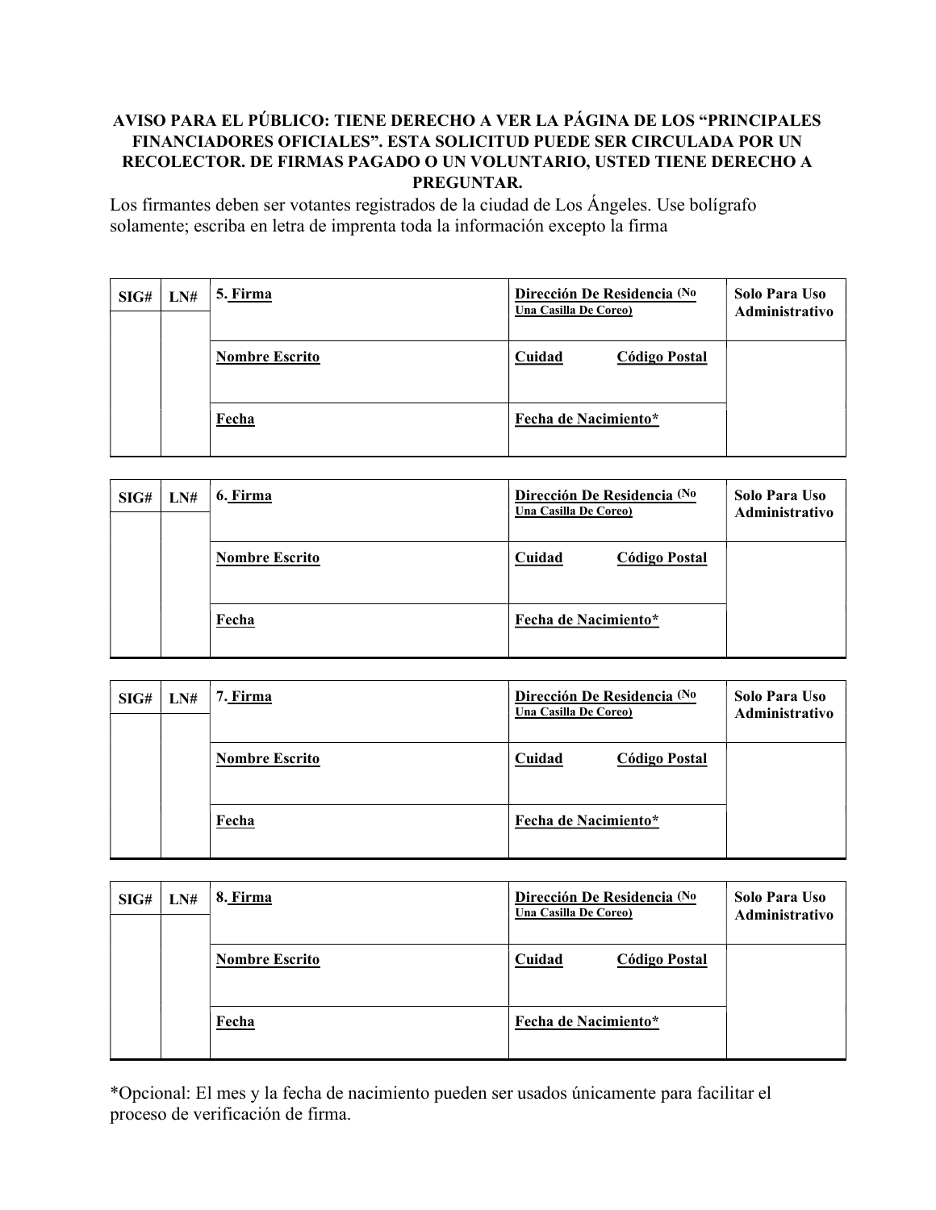**AVISO PARA EL PÚBLICO: TIENE DERECHO A VER LA PÁGINA DE LOS "PRINCIPALES FINANCIADORES OFICIALES". ESTA SOLICITUD PUEDE SER CIRCULADA POR UN RECOLECTOR. DE FIRMAS PAGADO O UN VOLUNTARIO, USTED TIENE DERECHO A PREGUNTAR.**

Los firmantes deben ser votantes registrados de la ciudad de Los Ángeles. Use bolígrafo solamente; escriba en letra de imprenta toda la información excepto la firma

| SIG# | LN# | 5. Firma | Dirección De Residencia (No Una Casilla De Coreo) | Solo Para Uso Administrativo |
|---|---|---|---|---|
| | | Nombre Escrito | Cuidad Código Postal | |
| | | Fecha | Fecha de Nacimiento* | |

| SIG# | LN# | 6. Firma | Dirección De Residencia (No Una Casilla De Coreo) | Solo Para Uso Administrativo |
|---|---|---|---|---|
| | | Nombre Escrito | Cuidad Código Postal | |
| | | Fecha | Fecha de Nacimiento* | |

| SIG# | LN# | 7. Firma | Dirección De Residencia (No Una Casilla De Coreo) | Solo Para Uso Administrativo |
|---|---|---|---|---|
| | | Nombre Escrito | Cuidad Código Postal | |
| | | Fecha | Fecha de Nacimiento* | |

| SIG# | LN# | 8. Firma | Dirección De Residencia (No Una Casilla De Coreo) | Solo Para Uso Administrativo |
|---|---|---|---|---|
| | | Nombre Escrito | Cuidad Código Postal | |
| | | Fecha | Fecha de Nacimiento* | |

*Opcional: El mes y la fecha de nacimiento pueden ser usados únicamente para facilitar el proceso de verificación de firma.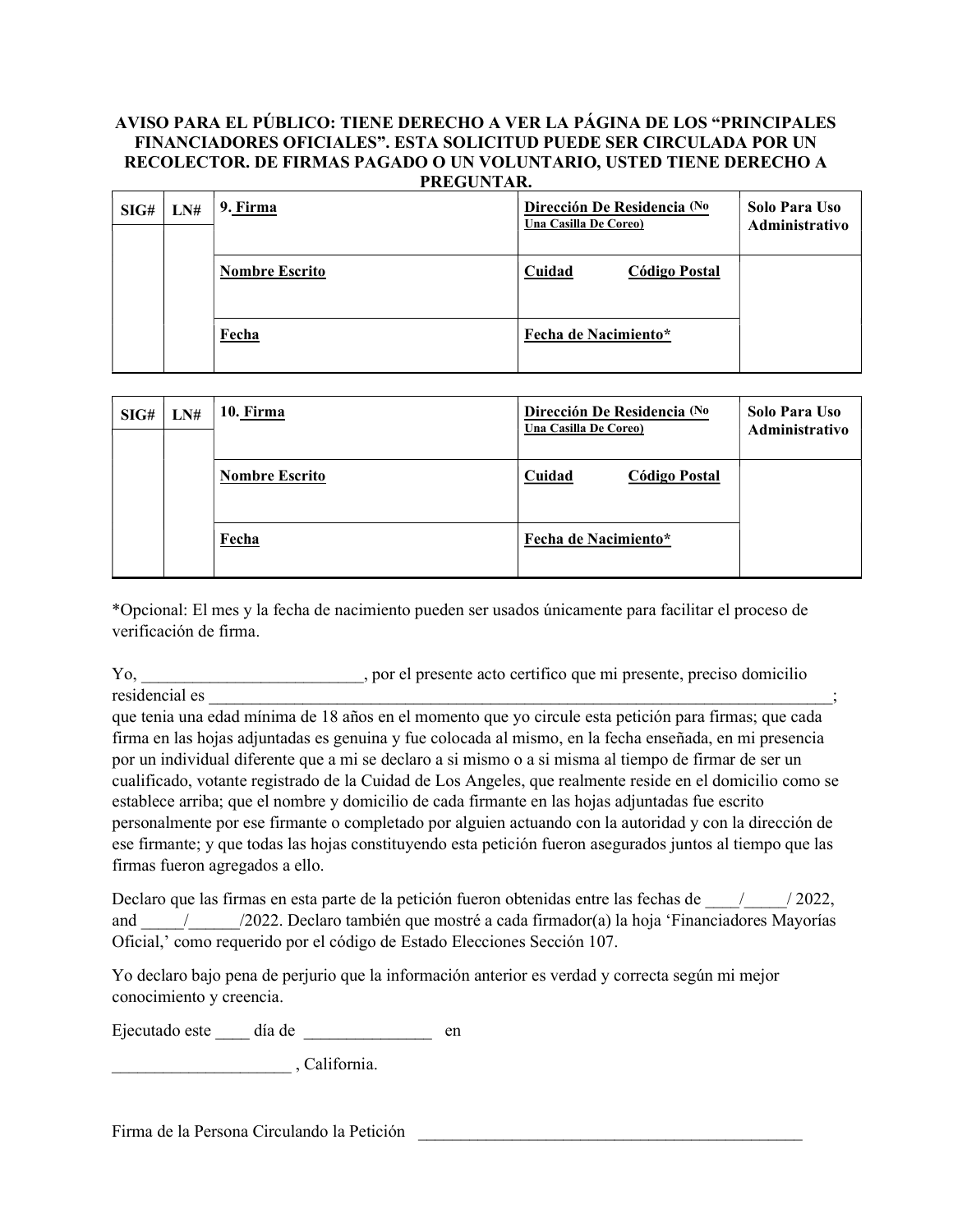**AVISO PARA EL PÚBLICO: TIENE DERECHO A VER LA PÁGINA DE LOS "PRINCIPALES FINANCIADORES OFICIALES". ESTA SOLICITUD PUEDE SER CIRCULADA POR UN RECOLECTOR. DE FIRMAS PAGADO O UN VOLUNTARIO, USTED TIENE DERECHO A PREGUNTAR.**

| SIG# | LN# | 9. Firma | Dirección De Residencia (No Una Casilla De Coreo) | Solo Para Uso Administrativo |
|---|---|---|---|---|
| | | Nombre Escrito | Cuidad Código Postal | |
| | | Fecha | Fecha de Nacimiento* | |

| SIG# | LN# | 10. Firma | Dirección De Residencia (No Una Casilla De Coreo) | Solo Para Uso Administrativo |
|---|---|---|---|---|
| | | Nombre Escrito | Cuidad Código Postal | |
| | | Fecha | Fecha de Nacimiento* | |

*Opcional: El mes y la fecha de nacimiento pueden ser usados únicamente para facilitar el proceso de verificación de firma.

Yo, __________________________, por el presente acto certifico que mi presente, preciso domicilio residencial es ______________________________________________________________________________; que tenia una edad mínima de 18 años en el momento que yo circule esta petición para firmas; que cada firma en las hojas adjuntadas es genuina y fue colocada al mismo, en la fecha enseñada, en mi presencia por un individual diferente que a mi se declaro a si mismo o a si misma al tiempo de firmar de ser un cualificado, votante registrado de la Cuidad de Los Angeles, que realmente reside en el domicilio como se establece arriba; que el nombre y domicilio de cada firmante en las hojas adjuntadas fue escrito personalmente por ese firmante o completado por alguien actuando con la autoridad y con la dirección de ese firmante; y que todas las hojas constituyendo esta petición fueron asegurados juntos al tiempo que las firmas fueron agregados a ello.

Declaro que las firmas en esta parte de la petición fueron obtenidas entre las fechas de ____/_____/ 2022, and _____/______/2022. Declaro también que mostré a cada firmador(a) la hoja 'Financiadores Mayorías Oficial,' como requerido por el código de Estado Elecciones Sección 107.

Yo declaro bajo pena de perjurio que la información anterior es verdad y correcta según mi mejor conocimiento y creencia.

Ejecutado este ____ día de _______________ en

_____________________ , California.

Firma de la Persona Circulando la Petición ________________________________________________